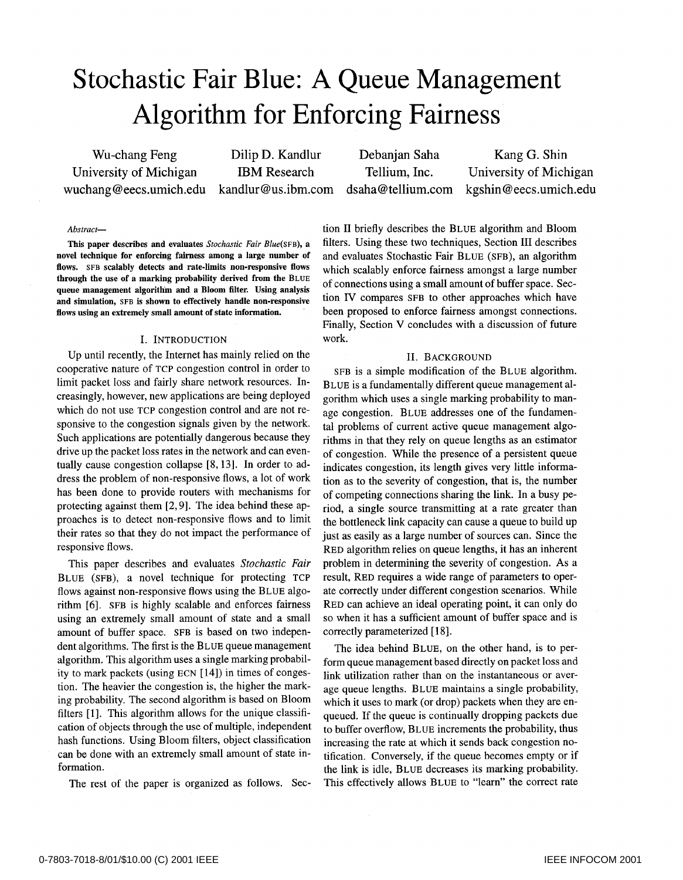# Stochastic Fair Blue: A Queue Management Algorithm for Enforcing Fairness

| Wu-chang Feng | Dilip D. Kandlur | Debanjan Saha | Kang G. Shin |
|---|---|---|---|
| University of Michigan | IBM Research | Tellium, Inc. | University of Michigan |
| wuchang@eecs.umich.edu | kandlur@us.ibm.com | dsaha@tellium.com | kgshin@eecs.umich.edu |

*Abstract*—

**This paper describes and evaluates *Stochastic Fair Blue*(SFB), a novel technique for enforcing fairness among a large number of flows. SFB scalably detects and rate-limits non-responsive flows through the use of a marking probability derived from the BLUE queue management algorithm and a Bloom filter. Using analysis and simulation, SFB is shown to effectively handle non-responsive flows using an extremely small amount of state information.**

## I. INTRODUCTION

Up until recently, the Internet has mainly relied on the cooperative nature of TCP congestion control in order to limit packet loss and fairly share network resources. Increasingly, however, new applications are being deployed which do not use TCP congestion control and are not responsive to the congestion signals given by the network. Such applications are potentially dangerous because they drive up the packet loss rates in the network and can eventually cause congestion collapse [8, 13]. In order to address the problem of non-responsive flows, a lot of work has been done to provide routers with mechanisms for protecting against them [2, 9]. The idea behind these approaches is to detect non-responsive flows and to limit their rates so that they do not impact the performance of responsive flows.

This paper describes and evaluates *Stochastic Fair* BLUE (SFB), a novel technique for protecting TCP flows against non-responsive flows using the BLUE algorithm [6]. SFB is highly scalable and enforces fairness using an extremely small amount of state and a small amount of buffer space. SFB is based on two independent algorithms. The first is the BLUE queue management algorithm. This algorithm uses a single marking probability to mark packets (using ECN [14]) in times of congestion. The heavier the congestion is, the higher the marking probability. The second algorithm is based on Bloom filters [1]. This algorithm allows for the unique classification of objects through the use of multiple, independent hash functions. Using Bloom filters, object classification can be done with an extremely small amount of state information.

The rest of the paper is organized as follows. Section II briefly describes the BLUE algorithm and Bloom filters. Using these two techniques, Section III describes and evaluates Stochastic Fair BLUE (SFB), an algorithm which scalably enforce fairness amongst a large number of connections using a small amount of buffer space. Section IV compares SFB to other approaches which have been proposed to enforce fairness amongst connections. Finally, Section V concludes with a discussion of future work.

## II. BACKGROUND

SFB is a simple modification of the BLUE algorithm. BLUE is a fundamentally different queue management algorithm which uses a single marking probability to manage congestion. BLUE addresses one of the fundamental problems of current active queue management algorithms in that they rely on queue lengths as an estimator of congestion. While the presence of a persistent queue indicates congestion, its length gives very little information as to the severity of congestion, that is, the number of competing connections sharing the link. In a busy period, a single source transmitting at a rate greater than the bottleneck link capacity can cause a queue to build up just as easily as a large number of sources can. Since the RED algorithm relies on queue lengths, it has an inherent problem in determining the severity of congestion. As a result, RED requires a wide range of parameters to operate correctly under different congestion scenarios. While RED can achieve an ideal operating point, it can only do so when it has a sufficient amount of buffer space and is correctly parameterized [18].

The idea behind BLUE, on the other hand, is to perform queue management based directly on packet loss and link utilization rather than on the instantaneous or average queue lengths. BLUE maintains a single probability, which it uses to mark (or drop) packets when they are enqueued. If the queue is continually dropping packets due to buffer overflow, BLUE increments the probability, thus increasing the rate at which it sends back congestion notification. Conversely, if the queue becomes empty or if the link is idle, BLUE decreases its marking probability. This effectively allows BLUE to "learn" the correct rate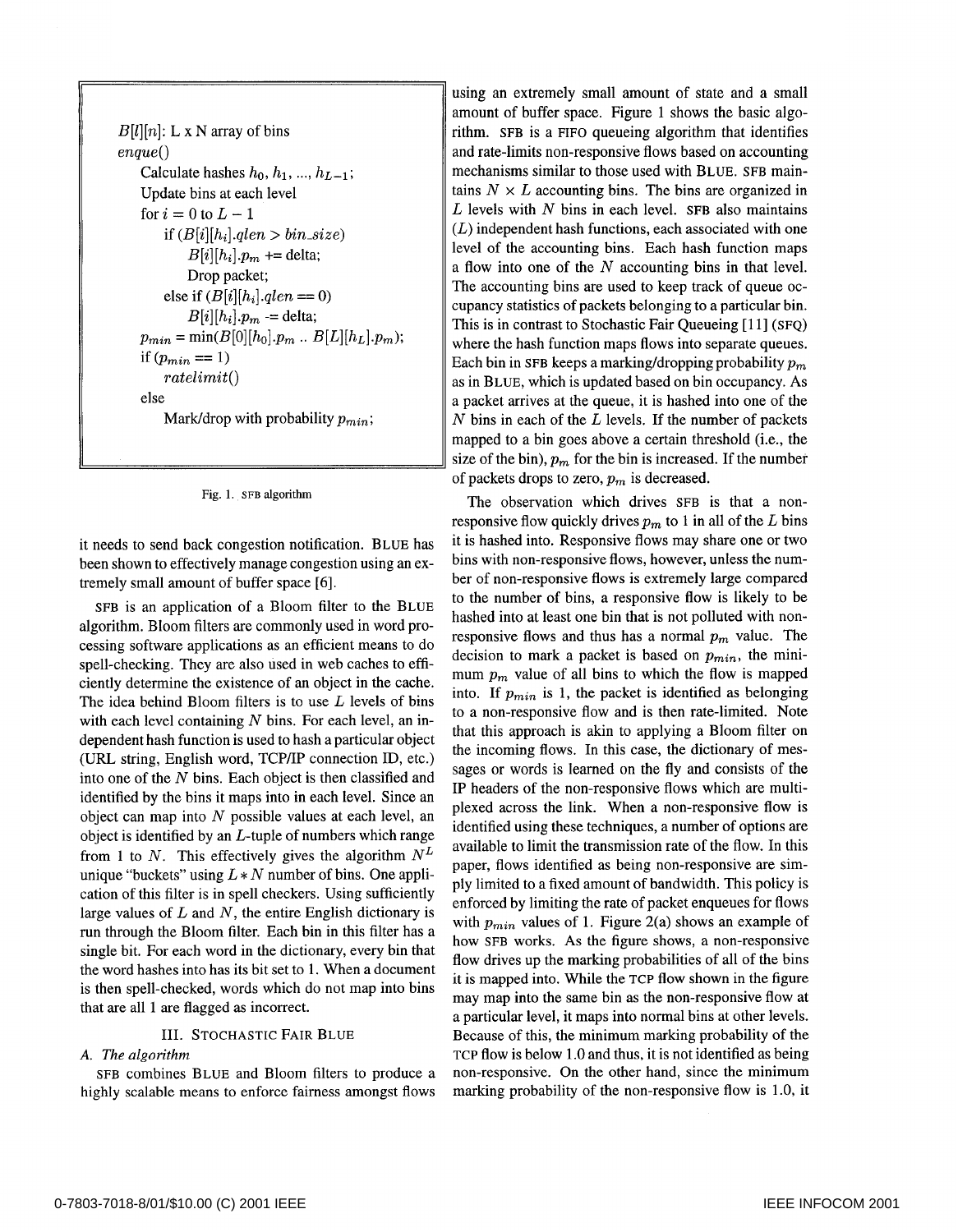```
B[l][n]: L x N array of bins
enque()
    Calculate hashes h_0, h_1, ..., h_{L-1};
    Update bins at each level
    for i = 0 to L - 1
        if (B[i][h_i].qlen > bin_size)
            B[i][h_i].p_m += delta;
            Drop packet;
        else if (B[i][h_i].qlen == 0)
            B[i][h_i].p_m -= delta;
    p_min = min(B[0][h_0].p_m .. B[L][h_L].p_m);
    if (p_min == 1)
        ratelimit()
    else
        Mark/drop with probability p_min;
```

Fig. 1. SFB algorithm

it needs to send back congestion notification. BLUE has been shown to effectively manage congestion using an extremely small amount of buffer space [6].

SFB is an application of a Bloom filter to the BLUE algorithm. Bloom filters are commonly used in word processing software applications as an efficient means to do spell-checking. They are also used in web caches to efficiently determine the existence of an object in the cache. The idea behind Bloom filters is to use $L$ levels of bins with each level containing $N$ bins. For each level, an independent hash function is used to hash a particular object (URL string, English word, TCP/IP connection ID, etc.) into one of the $N$ bins. Each object is then classified and identified by the bins it maps into in each level. Since an object can map into $N$ possible values at each level, an object is identified by an $L$-tuple of numbers which range from 1 to $N$. This effectively gives the algorithm $N^L$ unique "buckets" using $L * N$ number of bins. One application of this filter is in spell checkers. Using sufficiently large values of $L$ and $N$, the entire English dictionary is run through the Bloom filter. Each bin in this filter has a single bit. For each word in the dictionary, every bin that the word hashes into has its bit set to 1. When a document is then spell-checked, words which do not map into bins that are all 1 are flagged as incorrect.

## III. Stochastic Fair Blue

### A. The algorithm

SFB combines BLUE and Bloom filters to produce a highly scalable means to enforce fairness amongst flows using an extremely small amount of state and a small amount of buffer space. Figure 1 shows the basic algorithm. SFB is a FIFO queueing algorithm that identifies and rate-limits non-responsive flows based on accounting mechanisms similar to those used with BLUE. SFB maintains $N \times L$ accounting bins. The bins are organized in $L$ levels with $N$ bins in each level. SFB also maintains ($L$) independent hash functions, each associated with one level of the accounting bins. Each hash function maps a flow into one of the $N$ accounting bins in that level. The accounting bins are used to keep track of queue occupancy statistics of packets belonging to a particular bin. This is in contrast to Stochastic Fair Queueing [11] (SFQ) where the hash function maps flows into separate queues. Each bin in SFB keeps a marking/dropping probability $p_m$ as in BLUE, which is updated based on bin occupancy. As a packet arrives at the queue, it is hashed into one of the $N$ bins in each of the $L$ levels. If the number of packets mapped to a bin goes above a certain threshold (i.e., the size of the bin), $p_m$ for the bin is increased. If the number of packets drops to zero, $p_m$ is decreased.

The observation which drives SFB is that a non-responsive flow quickly drives $p_m$ to 1 in all of the $L$ bins it is hashed into. Responsive flows may share one or two bins with non-responsive flows, however, unless the number of non-responsive flows is extremely large compared to the number of bins, a responsive flow is likely to be hashed into at least one bin that is not polluted with non-responsive flows and thus has a normal $p_m$ value. The decision to mark a packet is based on $p_{min}$, the minimum $p_m$ value of all bins to which the flow is mapped into. If $p_{min}$ is 1, the packet is identified as belonging to a non-responsive flow and is then rate-limited. Note that this approach is akin to applying a Bloom filter on the incoming flows. In this case, the dictionary of messages or words is learned on the fly and consists of the IP headers of the non-responsive flows which are multiplexed across the link. When a non-responsive flow is identified using these techniques, a number of options are available to limit the transmission rate of the flow. In this paper, flows identified as being non-responsive are simply limited to a fixed amount of bandwidth. This policy is enforced by limiting the rate of packet enqueues for flows with $p_{min}$ values of 1. Figure 2(a) shows an example of how SFB works. As the figure shows, a non-responsive flow drives up the marking probabilities of all of the bins it is mapped into. While the TCP flow shown in the figure may map into the same bin as the non-responsive flow at a particular level, it maps into normal bins at other levels. Because of this, the minimum marking probability of the TCP flow is below 1.0 and thus, it is not identified as being non-responsive. On the other hand, since the minimum marking probability of the non-responsive flow is 1.0, it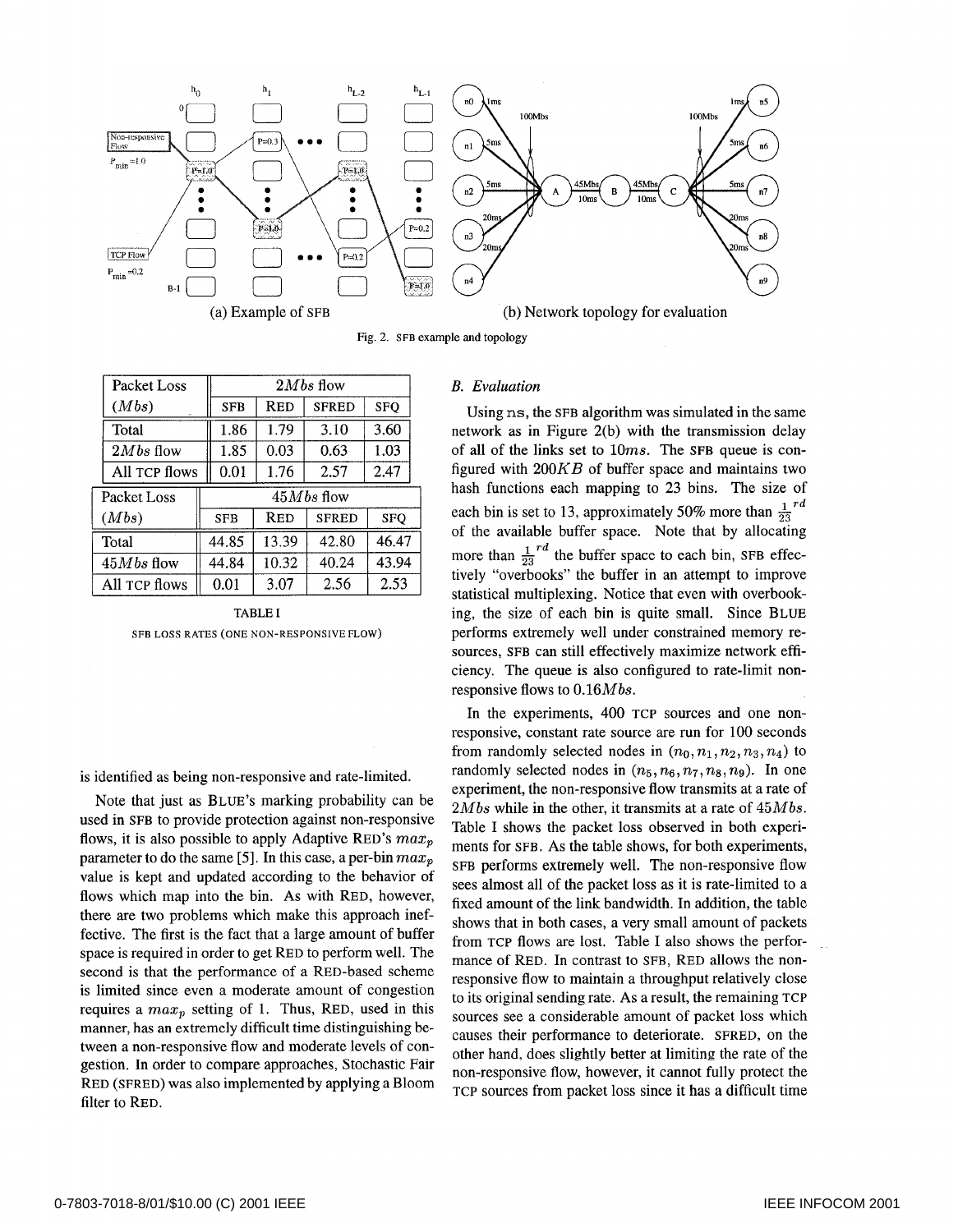(a) Example of SFB

(b) Network topology for evaluation

Fig. 2. SFB example and topology

| Packet Loss ($Mbs$) | $2Mbs$ flow | | | |
|---|---|---|---|---|
| | SFB | RED | SFRED | SFQ |
| Total | 1.86 | 1.79 | 3.10 | 3.60 |
| $2Mbs$ flow | 1.85 | 0.03 | 0.63 | 1.03 |
| All TCP flows | 0.01 | 1.76 | 2.57 | 2.47 |

| Packet Loss ($Mbs$) | $45Mbs$ flow | | | |
|---|---|---|---|---|
| | SFB | RED | SFRED | SFQ |
| Total | 44.85 | 13.39 | 42.80 | 46.47 |
| $45Mbs$ flow | 44.84 | 10.32 | 40.24 | 43.94 |
| All TCP flows | 0.01 | 3.07 | 2.56 | 2.53 |

TABLE I

SFB LOSS RATES (ONE NON-RESPONSIVE FLOW)

is identified as being non-responsive and rate-limited.

Note that just as BLUE's marking probability can be used in SFB to provide protection against non-responsive flows, it is also possible to apply Adaptive RED's $max_p$ parameter to do the same [5]. In this case, a per-bin $max_p$ value is kept and updated according to the behavior of flows which map into the bin. As with RED, however, there are two problems which make this approach ineffective. The first is the fact that a large amount of buffer space is required in order to get RED to perform well. The second is that the performance of a RED-based scheme is limited since even a moderate amount of congestion requires a $max_p$ setting of 1. Thus, RED, used in this manner, has an extremely difficult time distinguishing between a non-responsive flow and moderate levels of congestion. In order to compare approaches, Stochastic Fair RED (SFRED) was also implemented by applying a Bloom filter to RED.

### B. Evaluation

Using ns, the SFB algorithm was simulated in the same network as in Figure 2(b) with the transmission delay of all of the links set to $10ms$. The SFB queue is configured with $200KB$ of buffer space and maintains two hash functions each mapping to 23 bins. The size of each bin is set to 13, approximately 50% more than $\frac{1}{23}^{rd}$ of the available buffer space. Note that by allocating more than $\frac{1}{23}^{rd}$ the buffer space to each bin, SFB effectively "overbooks" the buffer in an attempt to improve statistical multiplexing. Notice that even with overbooking, the size of each bin is quite small. Since BLUE performs extremely well under constrained memory resources, SFB can still effectively maximize network efficiency. The queue is also configured to rate-limit non-responsive flows to $0.16Mbs$.

In the experiments, 400 TCP sources and one non-responsive, constant rate source are run for 100 seconds from randomly selected nodes in $(n_0, n_1, n_2, n_3, n_4)$ to randomly selected nodes in $(n_5, n_6, n_7, n_8, n_9)$. In one experiment, the non-responsive flow transmits at a rate of $2Mbs$ while in the other, it transmits at a rate of $45Mbs$. Table I shows the packet loss observed in both experiments for SFB. As the table shows, for both experiments, SFB performs extremely well. The non-responsive flow sees almost all of the packet loss as it is rate-limited to a fixed amount of the link bandwidth. In addition, the table shows that in both cases, a very small amount of packets from TCP flows are lost. Table I also shows the performance of RED. In contrast to SFB, RED allows the non-responsive flow to maintain a throughput relatively close to its original sending rate. As a result, the remaining TCP sources see a considerable amount of packet loss which causes their performance to deteriorate. SFRED, on the other hand, does slightly better at limiting the rate of the non-responsive flow, however, it cannot fully protect the TCP sources from packet loss since it has a difficult time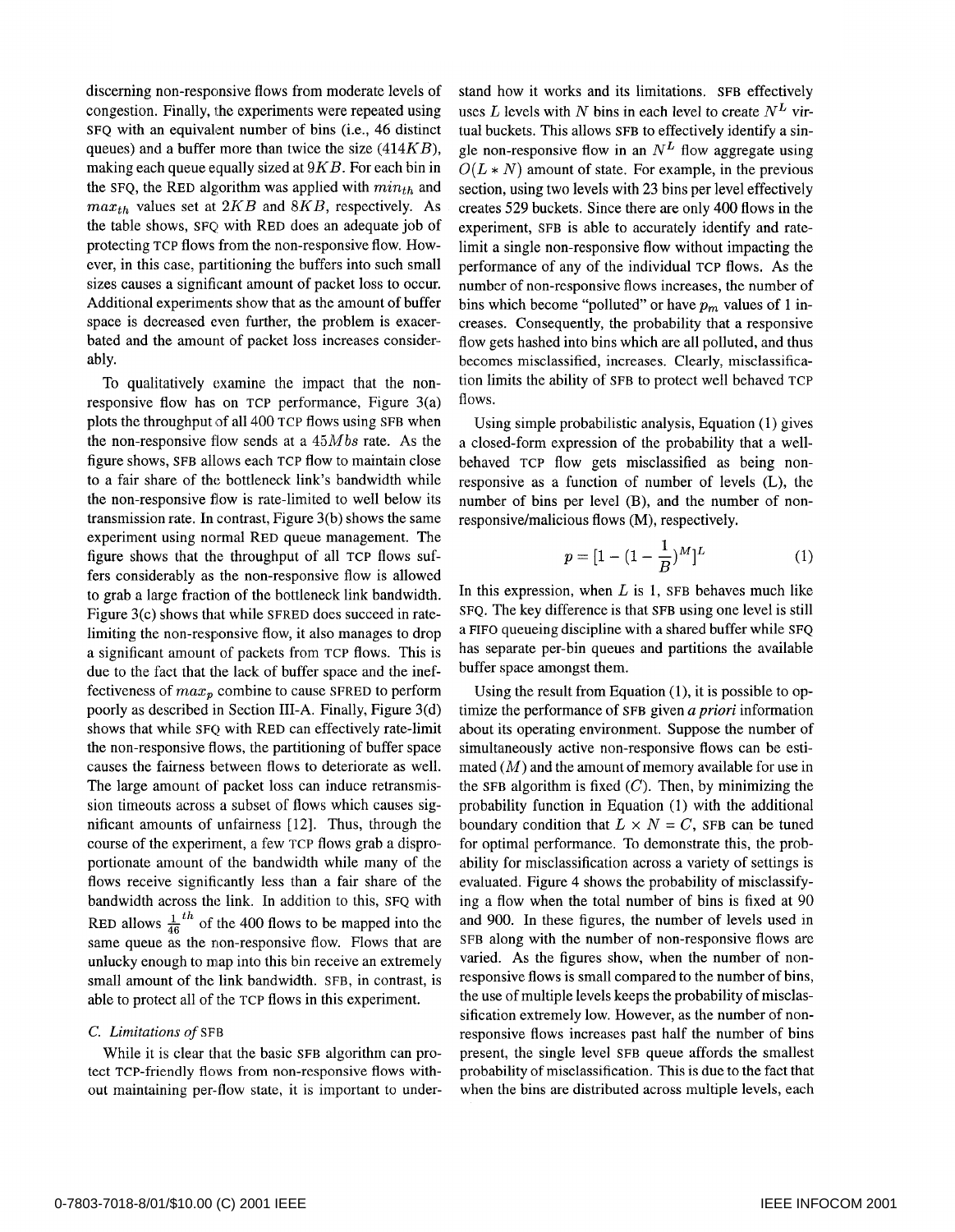discerning non-responsive flows from moderate levels of congestion. Finally, the experiments were repeated using SFQ with an equivalent number of bins (i.e., 46 distinct queues) and a buffer more than twice the size ($414KB$), making each queue equally sized at $9KB$. For each bin in the SFQ, the RED algorithm was applied with $min_{th}$ and $max_{th}$ values set at $2KB$ and $8KB$, respectively. As the table shows, SFQ with RED does an adequate job of protecting TCP flows from the non-responsive flow. However, in this case, partitioning the buffers into such small sizes causes a significant amount of packet loss to occur. Additional experiments show that as the amount of buffer space is decreased even further, the problem is exacerbated and the amount of packet loss increases considerably.

To qualitatively examine the impact that the non-responsive flow has on TCP performance, Figure 3(a) plots the throughput of all 400 TCP flows using SFB when the non-responsive flow sends at a $45Mbs$ rate. As the figure shows, SFB allows each TCP flow to maintain close to a fair share of the bottleneck link's bandwidth while the non-responsive flow is rate-limited to well below its transmission rate. In contrast, Figure 3(b) shows the same experiment using normal RED queue management. The figure shows that the throughput of all TCP flows suffers considerably as the non-responsive flow is allowed to grab a large fraction of the bottleneck link bandwidth. Figure 3(c) shows that while SFRED does succeed in rate-limiting the non-responsive flow, it also manages to drop a significant amount of packets from TCP flows. This is due to the fact that the lack of buffer space and the ineffectiveness of $max_p$ combine to cause SFRED to perform poorly as described in Section III-A. Finally, Figure 3(d) shows that while SFQ with RED can effectively rate-limit the non-responsive flows, the partitioning of buffer space causes the fairness between flows to deteriorate as well. The large amount of packet loss can induce retransmission timeouts across a subset of flows which causes significant amounts of unfairness [12]. Thus, through the course of the experiment, a few TCP flows grab a disproportionate amount of the bandwidth while many of the flows receive significantly less than a fair share of the bandwidth across the link. In addition to this, SFQ with RED allows $\frac{1}{46}^{th}$ of the 400 flows to be mapped into the same queue as the non-responsive flow. Flows that are unlucky enough to map into this bin receive an extremely small amount of the link bandwidth. SFB, in contrast, is able to protect all of the TCP flows in this experiment.

### C. Limitations of SFB

While it is clear that the basic SFB algorithm can protect TCP-friendly flows from non-responsive flows without maintaining per-flow state, it is important to understand how it works and its limitations. SFB effectively uses $L$ levels with $N$ bins in each level to create $N^L$ virtual buckets. This allows SFB to effectively identify a single non-responsive flow in an $N^L$ flow aggregate using $O(L * N)$ amount of state. For example, in the previous section, using two levels with 23 bins per level effectively creates 529 buckets. Since there are only 400 flows in the experiment, SFB is able to accurately identify and rate-limit a single non-responsive flow without impacting the performance of any of the individual TCP flows. As the number of non-responsive flows increases, the number of bins which become "polluted" or have $p_m$ values of 1 increases. Consequently, the probability that a responsive flow gets hashed into bins which are all polluted, and thus becomes misclassified, increases. Clearly, misclassification limits the ability of SFB to protect well behaved TCP flows.

Using simple probabilistic analysis, Equation (1) gives a closed-form expression of the probability that a well-behaved TCP flow gets misclassified as being non-responsive as a function of number of levels (L), the number of bins per level (B), and the number of non-responsive/malicious flows (M), respectively.

$$p = [1 - (1 - \frac{1}{B})^M]^L \qquad (1)$$

In this expression, when $L$ is 1, SFB behaves much like SFQ. The key difference is that SFB using one level is still a FIFO queueing discipline with a shared buffer while SFQ has separate per-bin queues and partitions the available buffer space amongst them.

Using the result from Equation (1), it is possible to optimize the performance of SFB given *a priori* information about its operating environment. Suppose the number of simultaneously active non-responsive flows can be estimated ($M$) and the amount of memory available for use in the SFB algorithm is fixed ($C$). Then, by minimizing the probability function in Equation (1) with the additional boundary condition that $L \times N = C$, SFB can be tuned for optimal performance. To demonstrate this, the probability for misclassification across a variety of settings is evaluated. Figure 4 shows the probability of misclassifying a flow when the total number of bins is fixed at 90 and 900. In these figures, the number of levels used in SFB along with the number of non-responsive flows are varied. As the figures show, when the number of non-responsive flows is small compared to the number of bins, the use of multiple levels keeps the probability of misclassification extremely low. However, as the number of non-responsive flows increases past half the number of bins present, the single level SFB queue affords the smallest probability of misclassification. This is due to the fact that when the bins are distributed across multiple levels, each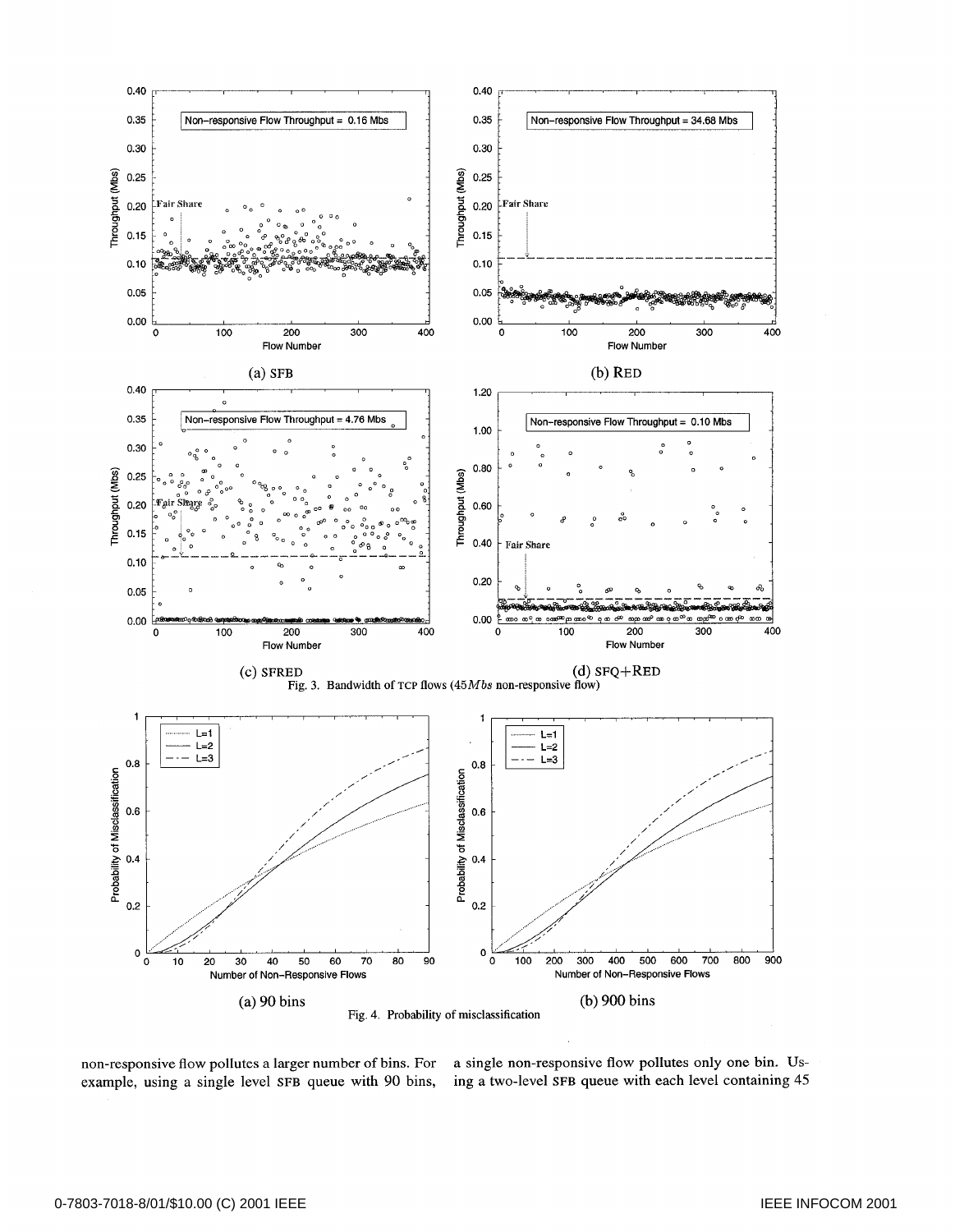(a) SFB

(b) RED

(c) SFRED

(d) SFQ+RED

Fig. 3. Bandwidth of TCP flows ($45 Mbs$ non-responsive flow)

(a) 90 bins

(b) 900 bins

Fig. 4. Probability of misclassification

non-responsive flow pollutes a larger number of bins. For example, using a single level SFB queue with 90 bins, a single non-responsive flow pollutes only one bin. Using a two-level SFB queue with each level containing 45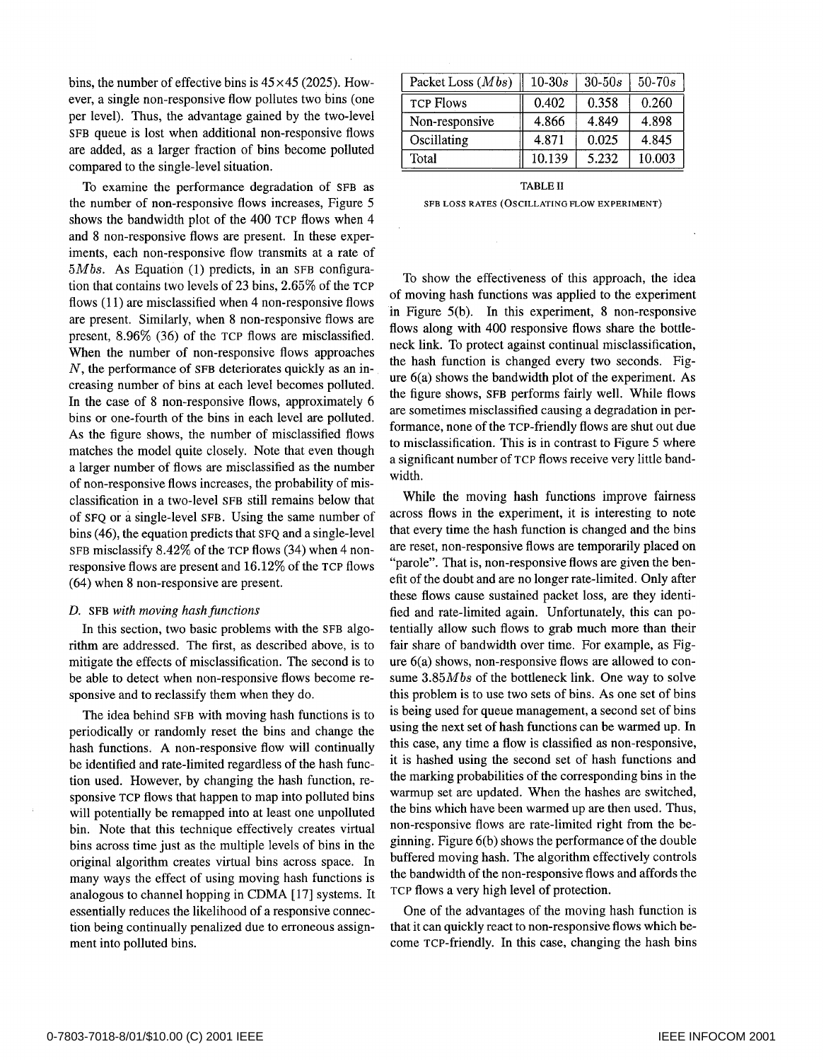bins, the number of effective bins is 45×45 (2025). However, a single non-responsive flow pollutes two bins (one per level). Thus, the advantage gained by the two-level SFB queue is lost when additional non-responsive flows are added, as a larger fraction of bins become polluted compared to the single-level situation.

To examine the performance degradation of SFB as the number of non-responsive flows increases, Figure 5 shows the bandwidth plot of the 400 TCP flows when 4 and 8 non-responsive flows are present. In these experiments, each non-responsive flow transmits at a rate of $5Mbs$. As Equation (1) predicts, in an SFB configuration that contains two levels of 23 bins, 2.65% of the TCP flows (11) are misclassified when 4 non-responsive flows are present. Similarly, when 8 non-responsive flows are present, 8.96% (36) of the TCP flows are misclassified. When the number of non-responsive flows approaches $N$, the performance of SFB deteriorates quickly as an increasing number of bins at each level becomes polluted. In the case of 8 non-responsive flows, approximately 6 bins or one-fourth of the bins in each level are polluted. As the figure shows, the number of misclassified flows matches the model quite closely. Note that even though a larger number of flows are misclassified as the number of non-responsive flows increases, the probability of misclassification in a two-level SFB still remains below that of SFQ or a single-level SFB. Using the same number of bins (46), the equation predicts that SFQ and a single-level SFB misclassify 8.42% of the TCP flows (34) when 4 non-responsive flows are present and 16.12% of the TCP flows (64) when 8 non-responsive are present.

### D. SFB *with moving hash functions*

In this section, two basic problems with the SFB algorithm are addressed. The first, as described above, is to mitigate the effects of misclassification. The second is to be able to detect when non-responsive flows become responsive and to reclassify them when they do.

The idea behind SFB with moving hash functions is to periodically or randomly reset the bins and change the hash functions. A non-responsive flow will continually be identified and rate-limited regardless of the hash function used. However, by changing the hash function, responsive TCP flows that happen to map into polluted bins will potentially be remapped into at least one unpolluted bin. Note that this technique effectively creates virtual bins across time just as the multiple levels of bins in the original algorithm creates virtual bins across space. In many ways the effect of using moving hash functions is analogous to channel hopping in CDMA [17] systems. It essentially reduces the likelihood of a responsive connection being continually penalized due to erroneous assignment into polluted bins.

| Packet Loss ($Mbs$) | 10-30$s$ | 30-50$s$ | 50-70$s$ |
|---|---|---|---|
| TCP Flows | 0.402 | 0.358 | 0.260 |
| Non-responsive | 4.866 | 4.849 | 4.898 |
| Oscillating | 4.871 | 0.025 | 4.845 |
| Total | 10.139 | 5.232 | 10.003 |

TABLE II

SFB LOSS RATES (OSCILLATING FLOW EXPERIMENT)

To show the effectiveness of this approach, the idea of moving hash functions was applied to the experiment in Figure 5(b). In this experiment, 8 non-responsive flows along with 400 responsive flows share the bottleneck link. To protect against continual misclassification, the hash function is changed every two seconds. Figure 6(a) shows the bandwidth plot of the experiment. As the figure shows, SFB performs fairly well. While flows are sometimes misclassified causing a degradation in performance, none of the TCP-friendly flows are shut out due to misclassification. This is in contrast to Figure 5 where a significant number of TCP flows receive very little bandwidth.

While the moving hash functions improve fairness across flows in the experiment, it is interesting to note that every time the hash function is changed and the bins are reset, non-responsive flows are temporarily placed on "parole". That is, non-responsive flows are given the benefit of the doubt and are no longer rate-limited. Only after these flows cause sustained packet loss, are they identified and rate-limited again. Unfortunately, this can potentially allow such flows to grab much more than their fair share of bandwidth over time. For example, as Figure 6(a) shows, non-responsive flows are allowed to consume $3.85Mbs$ of the bottleneck link. One way to solve this problem is to use two sets of bins. As one set of bins is being used for queue management, a second set of bins using the next set of hash functions can be warmed up. In this case, any time a flow is classified as non-responsive, it is hashed using the second set of hash functions and the marking probabilities of the corresponding bins in the warmup set are updated. When the hashes are switched, the bins which have been warmed up are then used. Thus, non-responsive flows are rate-limited right from the beginning. Figure 6(b) shows the performance of the double buffered moving hash. The algorithm effectively controls the bandwidth of the non-responsive flows and affords the TCP flows a very high level of protection.

One of the advantages of the moving hash function is that it can quickly react to non-responsive flows which become TCP-friendly. In this case, changing the hash bins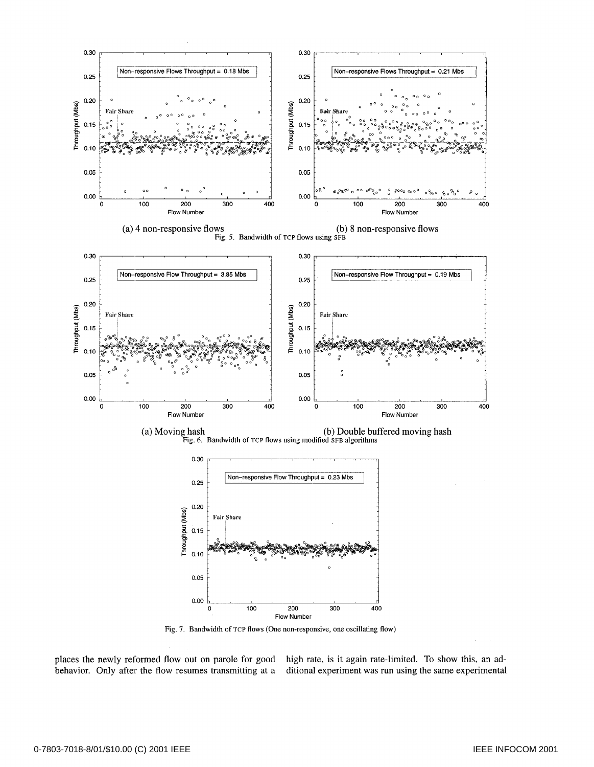(a) 4 non-responsive flows

(b) 8 non-responsive flows

Fig. 5. Bandwidth of TCP flows using SFB

(a) Moving hash

(b) Double buffered moving hash

Fig. 6. Bandwidth of TCP flows using modified SFB algorithms

Fig. 7. Bandwidth of TCP flows (One non-responsive, one oscillating flow)

places the newly reformed flow out on parole for good behavior. Only after the flow resumes transmitting at a high rate, is it again rate-limited. To show this, an additional experiment was run using the same experimental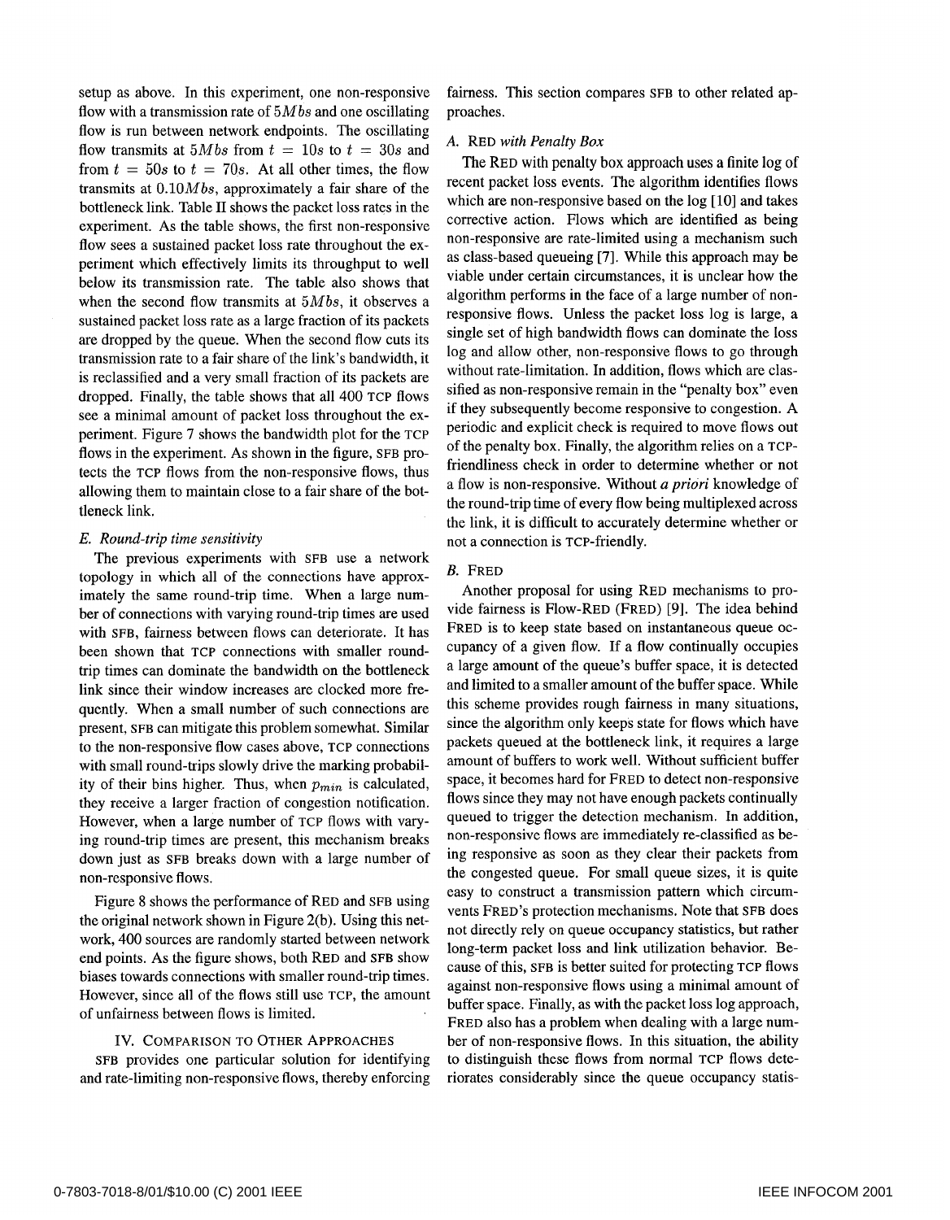setup as above. In this experiment, one non-responsive flow with a transmission rate of $5Mbs$ and one oscillating flow is run between network endpoints. The oscillating flow transmits at $5Mbs$ from $t = 10s$ to $t = 30s$ and from $t = 50s$ to $t = 70s$. At all other times, the flow transmits at $0.10Mbs$, approximately a fair share of the bottleneck link. Table II shows the packet loss rates in the experiment. As the table shows, the first non-responsive flow sees a sustained packet loss rate throughout the experiment which effectively limits its throughput to well below its transmission rate. The table also shows that when the second flow transmits at $5Mbs$, it observes a sustained packet loss rate as a large fraction of its packets are dropped by the queue. When the second flow cuts its transmission rate to a fair share of the link's bandwidth, it is reclassified and a very small fraction of its packets are dropped. Finally, the table shows that all 400 TCP flows see a minimal amount of packet loss throughout the experiment. Figure 7 shows the bandwidth plot for the TCP flows in the experiment. As shown in the figure, SFB protects the TCP flows from the non-responsive flows, thus allowing them to maintain close to a fair share of the bottleneck link.

### E. *Round-trip time sensitivity*

The previous experiments with SFB use a network topology in which all of the connections have approximately the same round-trip time. When a large number of connections with varying round-trip times are used with SFB, fairness between flows can deteriorate. It has been shown that TCP connections with smaller round-trip times can dominate the bandwidth on the bottleneck link since their window increases are clocked more frequently. When a small number of such connections are present, SFB can mitigate this problem somewhat. Similar to the non-responsive flow cases above, TCP connections with small round-trips slowly drive the marking probability of their bins higher. Thus, when $p_{min}$ is calculated, they receive a larger fraction of congestion notification. However, when a large number of TCP flows with varying round-trip times are present, this mechanism breaks down just as SFB breaks down with a large number of non-responsive flows.

Figure 8 shows the performance of RED and SFB using the original network shown in Figure 2(b). Using this network, 400 sources are randomly started between network end points. As the figure shows, both RED and SFB show biases towards connections with smaller round-trip times. However, since all of the flows still use TCP, the amount of unfairness between flows is limited.

## IV. Comparison to Other Approaches

SFB provides one particular solution for identifying and rate-limiting non-responsive flows, thereby enforcing fairness. This section compares SFB to other related approaches.

### A. RED *with Penalty Box*

The RED with penalty box approach uses a finite log of recent packet loss events. The algorithm identifies flows which are non-responsive based on the log [10] and takes corrective action. Flows which are identified as being non-responsive are rate-limited using a mechanism such as class-based queueing [7]. While this approach may be viable under certain circumstances, it is unclear how the algorithm performs in the face of a large number of non-responsive flows. Unless the packet loss log is large, a single set of high bandwidth flows can dominate the loss log and allow other, non-responsive flows to go through without rate-limitation. In addition, flows which are classified as non-responsive remain in the "penalty box" even if they subsequently become responsive to congestion. A periodic and explicit check is required to move flows out of the penalty box. Finally, the algorithm relies on a TCP-friendliness check in order to determine whether or not a flow is non-responsive. Without *a priori* knowledge of the round-trip time of every flow being multiplexed across the link, it is difficult to accurately determine whether or not a connection is TCP-friendly.

### B. FRED

Another proposal for using RED mechanisms to provide fairness is Flow-RED (FRED) [9]. The idea behind FRED is to keep state based on instantaneous queue occupancy of a given flow. If a flow continually occupies a large amount of the queue's buffer space, it is detected and limited to a smaller amount of the buffer space. While this scheme provides rough fairness in many situations, since the algorithm only keeps state for flows which have packets queued at the bottleneck link, it requires a large amount of buffers to work well. Without sufficient buffer space, it becomes hard for FRED to detect non-responsive flows since they may not have enough packets continually queued to trigger the detection mechanism. In addition, non-responsive flows are immediately re-classified as being responsive as soon as they clear their packets from the congested queue. For small queue sizes, it is quite easy to construct a transmission pattern which circumvents FRED's protection mechanisms. Note that SFB does not directly rely on queue occupancy statistics, but rather long-term packet loss and link utilization behavior. Because of this, SFB is better suited for protecting TCP flows against non-responsive flows using a minimal amount of buffer space. Finally, as with the packet loss log approach, FRED also has a problem when dealing with a large number of non-responsive flows. In this situation, the ability to distinguish these flows from normal TCP flows deteriorates considerably since the queue occupancy statis-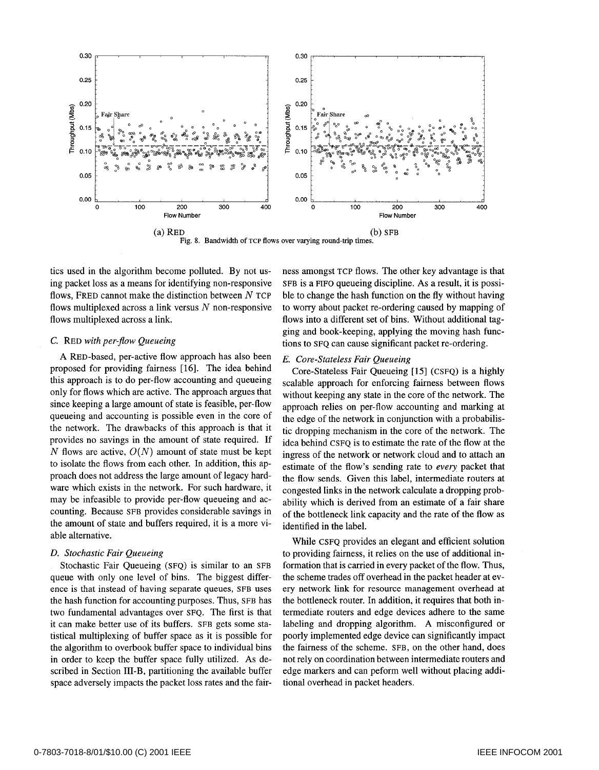0.30
0.25
0.20
0.15
0.10
0.05
0.00
Throughput (Mbs)
Fair Share
0 100 200 300 400
Flow Number

(a) RED

0.30
0.25
0.20
0.15
0.10
0.05
0.00
Throughput (Mbs)
Fair Share
0 100 200 300 400
Flow Number

(b) SFB

Fig. 8. Bandwidth of TCP flows over varying round-trip times.

tics used in the algorithm become polluted. By not using packet loss as a means for identifying non-responsive flows, FRED cannot make the distinction between $N$ TCP flows multiplexed across a link versus $N$ non-responsive flows multiplexed across a link.

### C. RED *with per-flow Queueing*

A RED-based, per-active flow approach has also been proposed for providing fairness [16]. The idea behind this approach is to do per-flow accounting and queueing only for flows which are active. The approach argues that since keeping a large amount of state is feasible, per-flow queueing and accounting is possible even in the core of the network. The drawbacks of this approach is that it provides no savings in the amount of state required. If $N$ flows are active, $O(N)$ amount of state must be kept to isolate the flows from each other. In addition, this approach does not address the large amount of legacy hardware which exists in the network. For such hardware, it may be infeasible to provide per-flow queueing and accounting. Because SFB provides considerable savings in the amount of state and buffers required, it is a more viable alternative.

### D. *Stochastic Fair Queueing*

Stochastic Fair Queueing (SFQ) is similar to an SFB queue with only one level of bins. The biggest difference is that instead of having separate queues, SFB uses the hash function for accounting purposes. Thus, SFB has two fundamental advantages over SFQ. The first is that it can make better use of its buffers. SFB gets some statistical multiplexing of buffer space as it is possible for the algorithm to overbook buffer space to individual bins in order to keep the buffer space fully utilized. As described in Section III-B, partitioning the available buffer space adversely impacts the packet loss rates and the fairness amongst TCP flows. The other key advantage is that SFB is a FIFO queueing discipline. As a result, it is possible to change the hash function on the fly without having to worry about packet re-ordering caused by mapping of flows into a different set of bins. Without additional tagging and book-keeping, applying the moving hash functions to SFQ can cause significant packet re-ordering.

### E. *Core-Stateless Fair Queueing*

Core-Stateless Fair Queueing [15] (CSFQ) is a highly scalable approach for enforcing fairness between flows without keeping any state in the core of the network. The approach relies on per-flow accounting and marking at the edge of the network in conjunction with a probabilistic dropping mechanism in the core of the network. The idea behind CSFQ is to estimate the rate of the flow at the ingress of the network or network cloud and to attach an estimate of the flow's sending rate to *every* packet that the flow sends. Given this label, intermediate routers at congested links in the network calculate a dropping probability which is derived from an estimate of a fair share of the bottleneck link capacity and the rate of the flow as identified in the label.

While CSFQ provides an elegant and efficient solution to providing fairness, it relies on the use of additional information that is carried in every packet of the flow. Thus, the scheme trades off overhead in the packet header at every network link for resource management overhead at the bottleneck router. In addition, it requires that both intermediate routers and edge devices adhere to the same labeling and dropping algorithm. A misconfigured or poorly implemented edge device can significantly impact the fairness of the scheme. SFB, on the other hand, does not rely on coordination between intermediate routers and edge markers and can peform well without placing additional overhead in packet headers.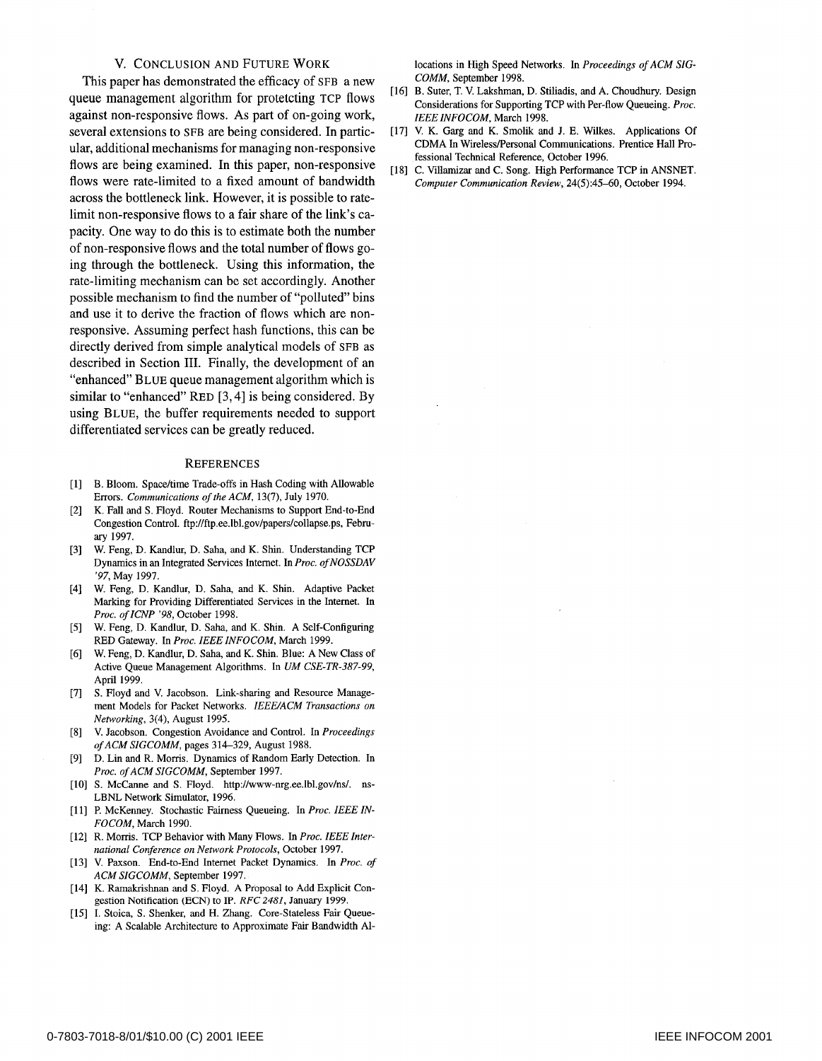## V. Conclusion and Future Work

This paper has demonstrated the efficacy of SFB a new queue management algorithm for protetcting TCP flows against non-responsive flows. As part of on-going work, several extensions to SFB are being considered. In particular, additional mechanisms for managing non-responsive flows are being examined. In this paper, non-responsive flows were rate-limited to a fixed amount of bandwidth across the bottleneck link. However, it is possible to rate-limit non-responsive flows to a fair share of the link's capacity. One way to do this is to estimate both the number of non-responsive flows and the total number of flows going through the bottleneck. Using this information, the rate-limiting mechanism can be set accordingly. Another possible mechanism to find the number of "polluted" bins and use it to derive the fraction of flows which are non-responsive. Assuming perfect hash functions, this can be directly derived from simple analytical models of SFB as described in Section III. Finally, the development of an "enhanced" BLUE queue management algorithm which is similar to "enhanced" RED [3, 4] is being considered. By using BLUE, the buffer requirements needed to support differentiated services can be greatly reduced.

## References

[1] B. Bloom. Space/time Trade-offs in Hash Coding with Allowable Errors. *Communications of the ACM*, 13(7), July 1970.

[2] K. Fall and S. Floyd. Router Mechanisms to Support End-to-End Congestion Control. ftp://ftp.ee.lbl.gov/papers/collapse.ps, February 1997.

[3] W. Feng, D. Kandlur, D. Saha, and K. Shin. Understanding TCP Dynamics in an Integrated Services Internet. In *Proc. of NOSSDAV '97*, May 1997.

[4] W. Feng, D. Kandlur, D. Saha, and K. Shin. Adaptive Packet Marking for Providing Differentiated Services in the Internet. In *Proc. of ICNP '98*, October 1998.

[5] W. Feng, D. Kandlur, D. Saha, and K. Shin. A Self-Configuring RED Gateway. In *Proc. IEEE INFOCOM*, March 1999.

[6] W. Feng, D. Kandlur, D. Saha, and K. Shin. Blue: A New Class of Active Queue Management Algorithms. In *UM CSE-TR-387-99*, April 1999.

[7] S. Floyd and V. Jacobson. Link-sharing and Resource Management Models for Packet Networks. *IEEE/ACM Transactions on Networking*, 3(4), August 1995.

[8] V. Jacobson. Congestion Avoidance and Control. In *Proceedings of ACM SIGCOMM*, pages 314–329, August 1988.

[9] D. Lin and R. Morris. Dynamics of Random Early Detection. In *Proc. of ACM SIGCOMM*, September 1997.

[10] S. McCanne and S. Floyd. http://www-nrg.ee.lbl.gov/ns/. ns-LBNL Network Simulator, 1996.

[11] P. McKenney. Stochastic Fairness Queueing. In *Proc. IEEE INFOCOM*, March 1990.

[12] R. Morris. TCP Behavior with Many Flows. In *Proc. IEEE International Conference on Network Protocols*, October 1997.

[13] V. Paxson. End-to-End Internet Packet Dynamics. In *Proc. of ACM SIGCOMM*, September 1997.

[14] K. Ramakrishnan and S. Floyd. A Proposal to Add Explicit Congestion Notification (ECN) to IP. *RFC 2481*, January 1999.

[15] I. Stoica, S. Shenker, and H. Zhang. Core-Stateless Fair Queueing: A Scalable Architecture to Approximate Fair Bandwidth Allocations in High Speed Networks. In *Proceedings of ACM SIGCOMM*, September 1998.

[16] B. Suter, T. V. Lakshman, D. Stiliadis, and A. Choudhury. Design Considerations for Supporting TCP with Per-flow Queueing. *Proc. IEEE INFOCOM*, March 1998.

[17] V. K. Garg and K. Smolik and J. E. Wilkes. Applications Of CDMA In Wireless/Personal Communications. Prentice Hall Professional Technical Reference, October 1996.

[18] C. Villamizar and C. Song. High Performance TCP in ANSNET. *Computer Communication Review*, 24(5):45–60, October 1994.